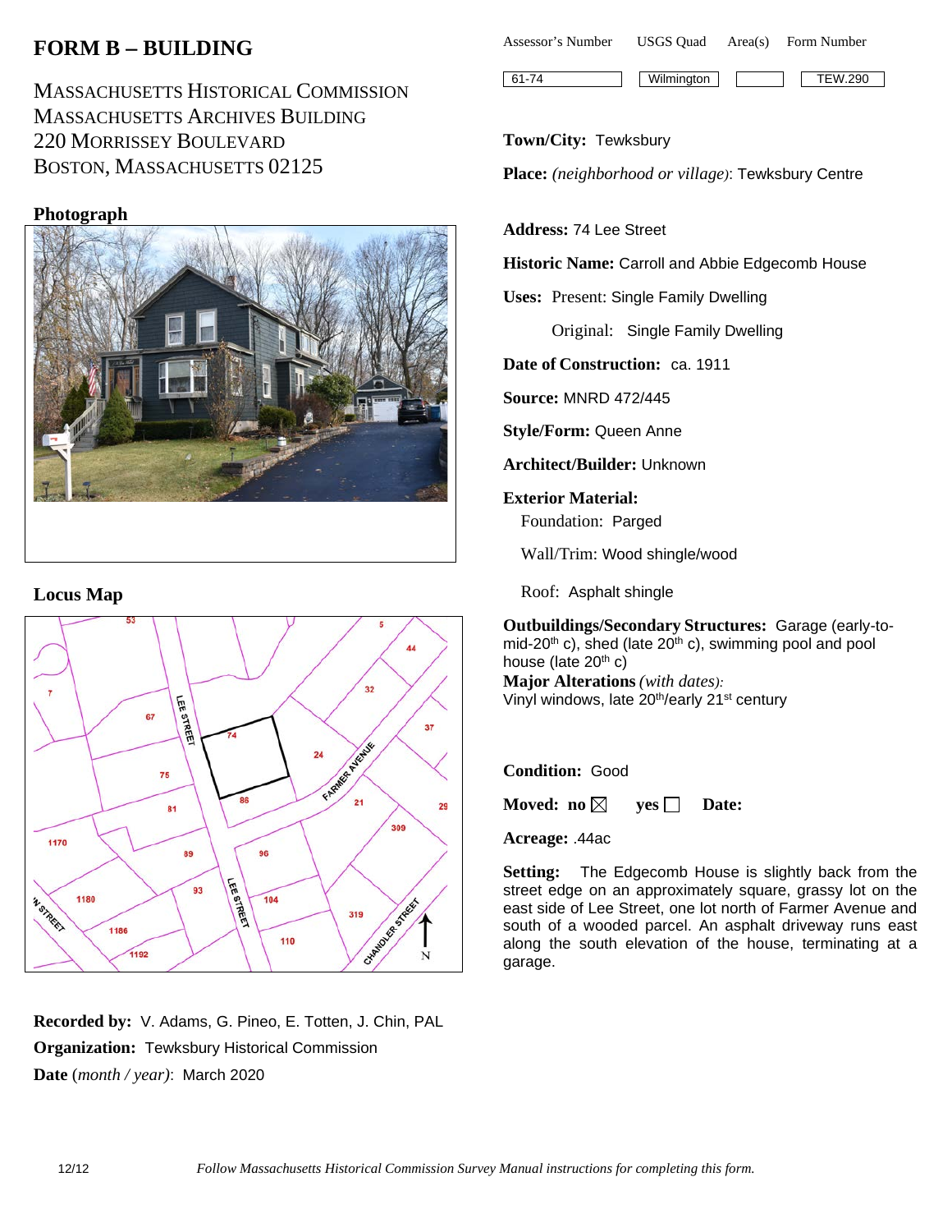# FORM B – BUILDING

MASSACHUSETTS HISTORICAL COMMISSION
MASSACHUSETTS ARCHIVES BUILDING
220 MORRISSEY BOULEVARD
BOSTON, MASSACHUSETTS 02125

| Assessor's Number | USGS Quad | Area(s) | Form Number |
|---|---|---|---|
| 61-74 | Wilmington | | TEW.290 |

**Town/City:** Tewksbury

**Place:** *(neighborhood or village)*: Tewksbury Centre

**Address:** 74 Lee Street

**Historic Name:** Carroll and Abbie Edgecomb House

**Uses:** Present: Single Family Dwelling

Original: Single Family Dwelling

**Date of Construction:** ca. 1911

**Source:** MNRD 472/445

**Style/Form:** Queen Anne

**Architect/Builder:** Unknown

**Exterior Material:**

Foundation: Parged

Wall/Trim: Wood shingle/wood

Roof: Asphalt shingle

**Outbuildings/Secondary Structures:** Garage (early-to-mid-20th c), shed (late 20th c), swimming pool and pool house (late 20th c)

**Major Alterations** *(with dates)*:
Vinyl windows, late 20th/early 21st century

**Condition:** Good

**Moved:** no ☒ yes ☐ **Date:**

**Acreage:** .44ac

**Setting:** The Edgecomb House is slightly back from the street edge on an approximately square, grassy lot on the east side of Lee Street, one lot north of Farmer Avenue and south of a wooded parcel. An asphalt driveway runs east along the south elevation of the house, terminating at a garage.

## Photograph

## Locus Map

**Recorded by:** V. Adams, G. Pineo, E. Totten, J. Chin, PAL

**Organization:** Tewksbury Historical Commission

**Date** (*month / year)*: March 2020

*Follow Massachusetts Historical Commission Survey Manual instructions for completing this form.*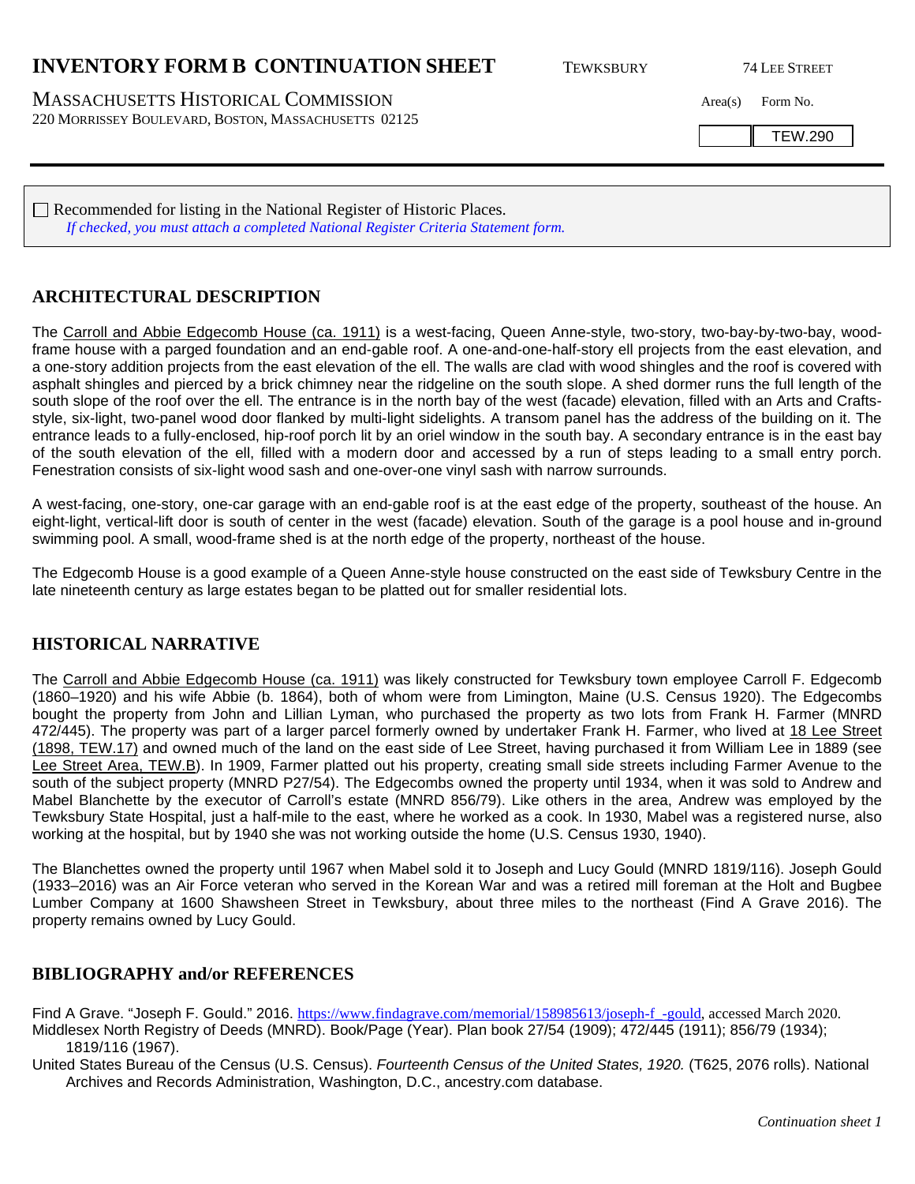# INVENTORY FORM B CONTINUATION SHEET

TEWKSBURY — 74 LEE STREET

MASSACHUSETTS HISTORICAL COMMISSION
220 MORRISSEY BOULEVARD, BOSTON, MASSACHUSETTS 02125

| Area(s) | Form No. |
|---|---|
| | TEW.290 |

☐ Recommended for listing in the National Register of Historic Places.
*If checked, you must attach a completed National Register Criteria Statement form.*

## ARCHITECTURAL DESCRIPTION

The Carroll and Abbie Edgecomb House (ca. 1911) is a west-facing, Queen Anne-style, two-story, two-bay-by-two-bay, wood-frame house with a parged foundation and an end-gable roof. A one-and-one-half-story ell projects from the east elevation, and a one-story addition projects from the east elevation of the ell. The walls are clad with wood shingles and the roof is covered with asphalt shingles and pierced by a brick chimney near the ridgeline on the south slope. A shed dormer runs the full length of the south slope of the roof over the ell. The entrance is in the north bay of the west (facade) elevation, filled with an Arts and Crafts-style, six-light, two-panel wood door flanked by multi-light sidelights. A transom panel has the address of the building on it. The entrance leads to a fully-enclosed, hip-roof porch lit by an oriel window in the south bay. A secondary entrance is in the east bay of the south elevation of the ell, filled with a modern door and accessed by a run of steps leading to a small entry porch. Fenestration consists of six-light wood sash and one-over-one vinyl sash with narrow surrounds.

A west-facing, one-story, one-car garage with an end-gable roof is at the east edge of the property, southeast of the house. An eight-light, vertical-lift door is south of center in the west (facade) elevation. South of the garage is a pool house and in-ground swimming pool. A small, wood-frame shed is at the north edge of the property, northeast of the house.

The Edgecomb House is a good example of a Queen Anne-style house constructed on the east side of Tewksbury Centre in the late nineteenth century as large estates began to be platted out for smaller residential lots.

## HISTORICAL NARRATIVE

The Carroll and Abbie Edgecomb House (ca. 1911) was likely constructed for Tewksbury town employee Carroll F. Edgecomb (1860–1920) and his wife Abbie (b. 1864), both of whom were from Limington, Maine (U.S. Census 1920). The Edgecombs bought the property from John and Lillian Lyman, who purchased the property as two lots from Frank H. Farmer (MNRD 472/445). The property was part of a larger parcel formerly owned by undertaker Frank H. Farmer, who lived at 18 Lee Street (1898, TEW.17) and owned much of the land on the east side of Lee Street, having purchased it from William Lee in 1889 (see Lee Street Area, TEW.B). In 1909, Farmer platted out his property, creating small side streets including Farmer Avenue to the south of the subject property (MNRD P27/54). The Edgecombs owned the property until 1934, when it was sold to Andrew and Mabel Blanchette by the executor of Carroll's estate (MNRD 856/79). Like others in the area, Andrew was employed by the Tewksbury State Hospital, just a half-mile to the east, where he worked as a cook. In 1930, Mabel was a registered nurse, also working at the hospital, but by 1940 she was not working outside the home (U.S. Census 1930, 1940).

The Blanchettes owned the property until 1967 when Mabel sold it to Joseph and Lucy Gould (MNRD 1819/116). Joseph Gould (1933–2016) was an Air Force veteran who served in the Korean War and was a retired mill foreman at the Holt and Bugbee Lumber Company at 1600 Shawsheen Street in Tewksbury, about three miles to the northeast (Find A Grave 2016). The property remains owned by Lucy Gould.

## BIBLIOGRAPHY and/or REFERENCES

Find A Grave. "Joseph F. Gould." 2016. https://www.findagrave.com/memorial/158985613/joseph-f_-gould, accessed March 2020.

Middlesex North Registry of Deeds (MNRD). Book/Page (Year). Plan book 27/54 (1909); 472/445 (1911); 856/79 (1934); 1819/116 (1967).

United States Bureau of the Census (U.S. Census). *Fourteenth Census of the United States, 1920.* (T625, 2076 rolls). National Archives and Records Administration, Washington, D.C., ancestry.com database.

*Continuation sheet 1*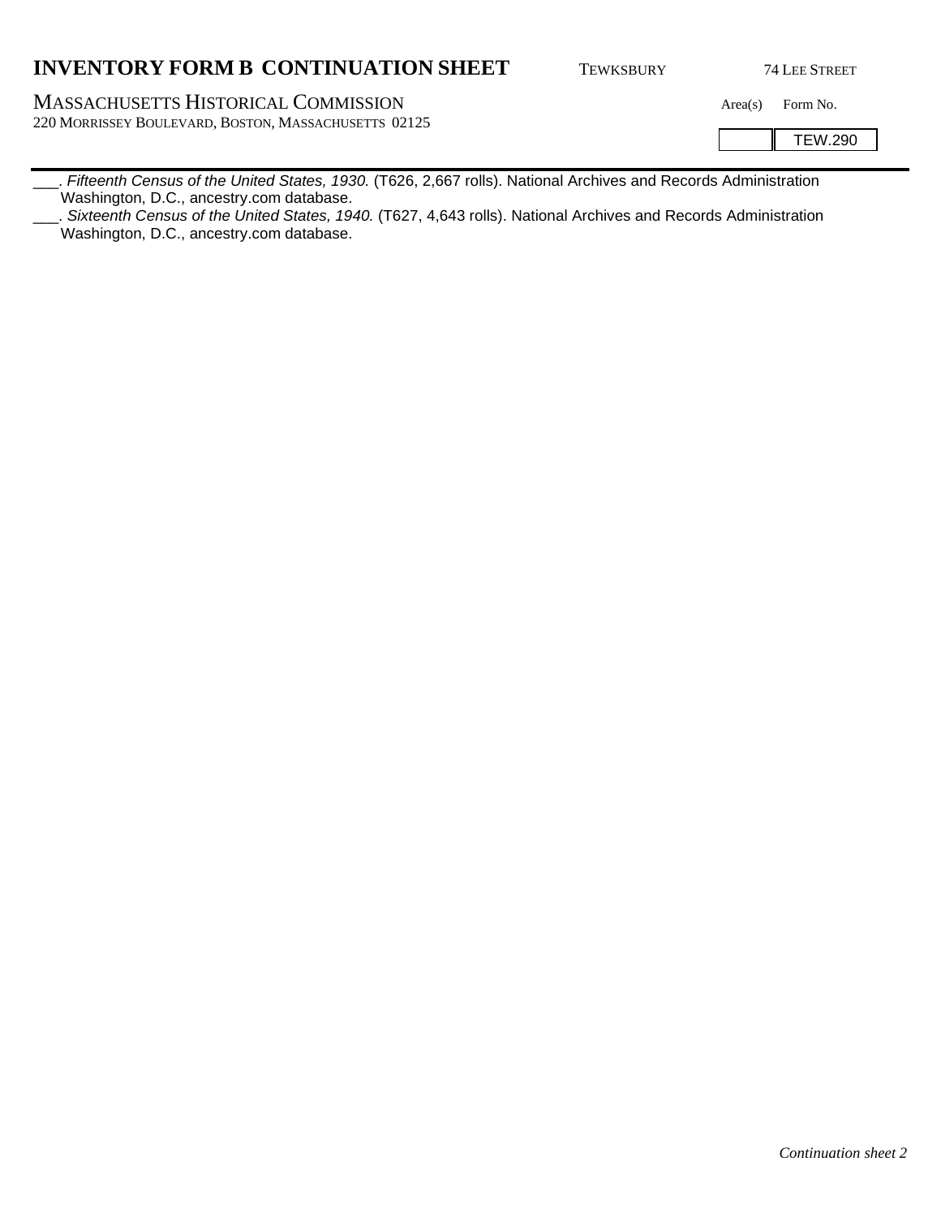___. *Fifteenth Census of the United States, 1930.* (T626, 2,667 rolls). National Archives and Records Administration Washington, D.C., ancestry.com database.

___. *Sixteenth Census of the United States, 1940.* (T627, 4,643 rolls). National Archives and Records Administration Washington, D.C., ancestry.com database.